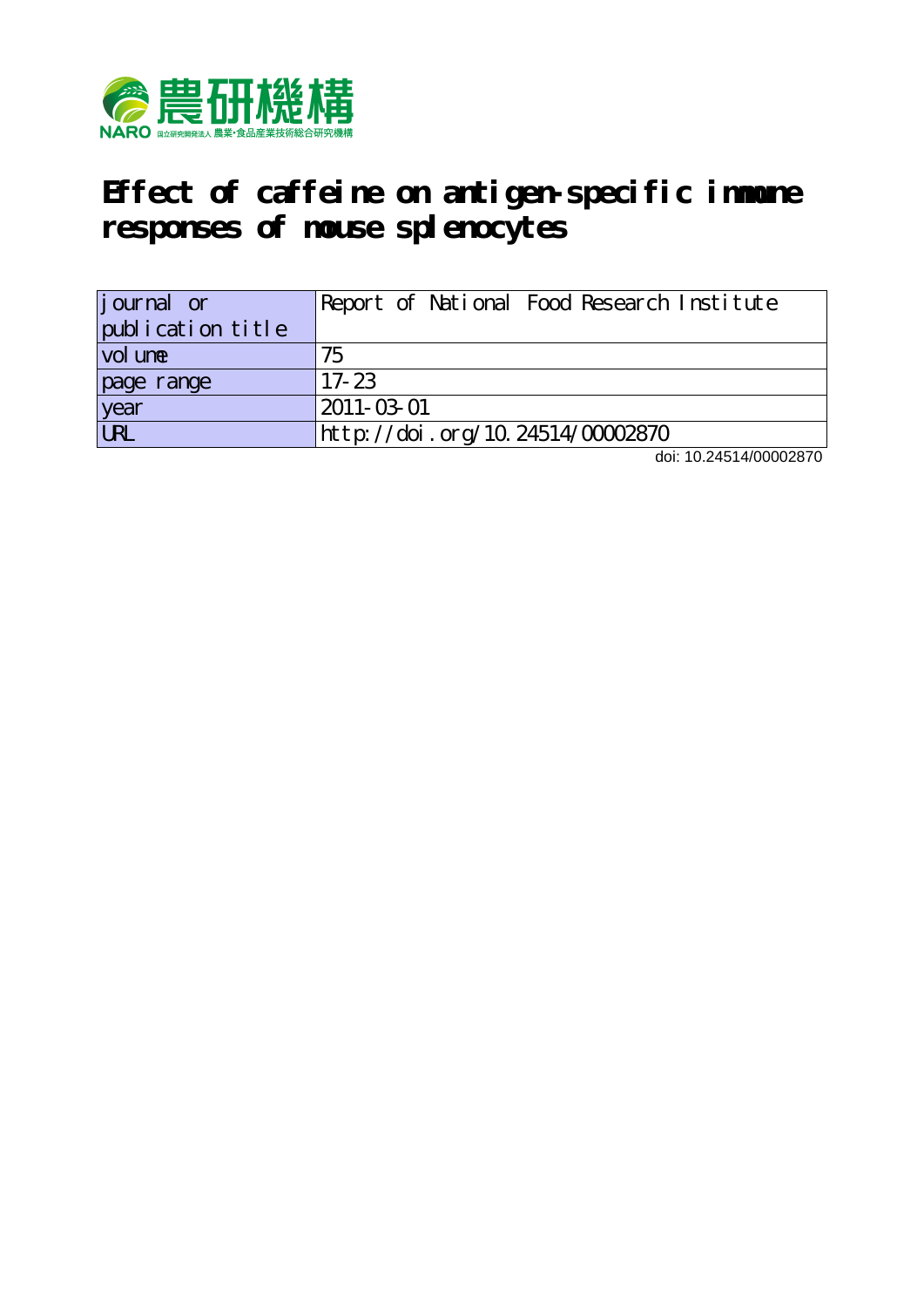農研機構

NARO 国立研究開発法人 農業・食品産業技術総合研究機構

# Effect of caffeine on antigen-specific immune responses of mouse splenocytes

| | |
|---|---|
| journal or publication title | Report of National Food Research Institute |
| volume | 75 |
| page range | 17-23 |
| year | 2011-03-01 |
| URL | http://doi.org/10.24514/00002870 |

doi: 10.24514/00002870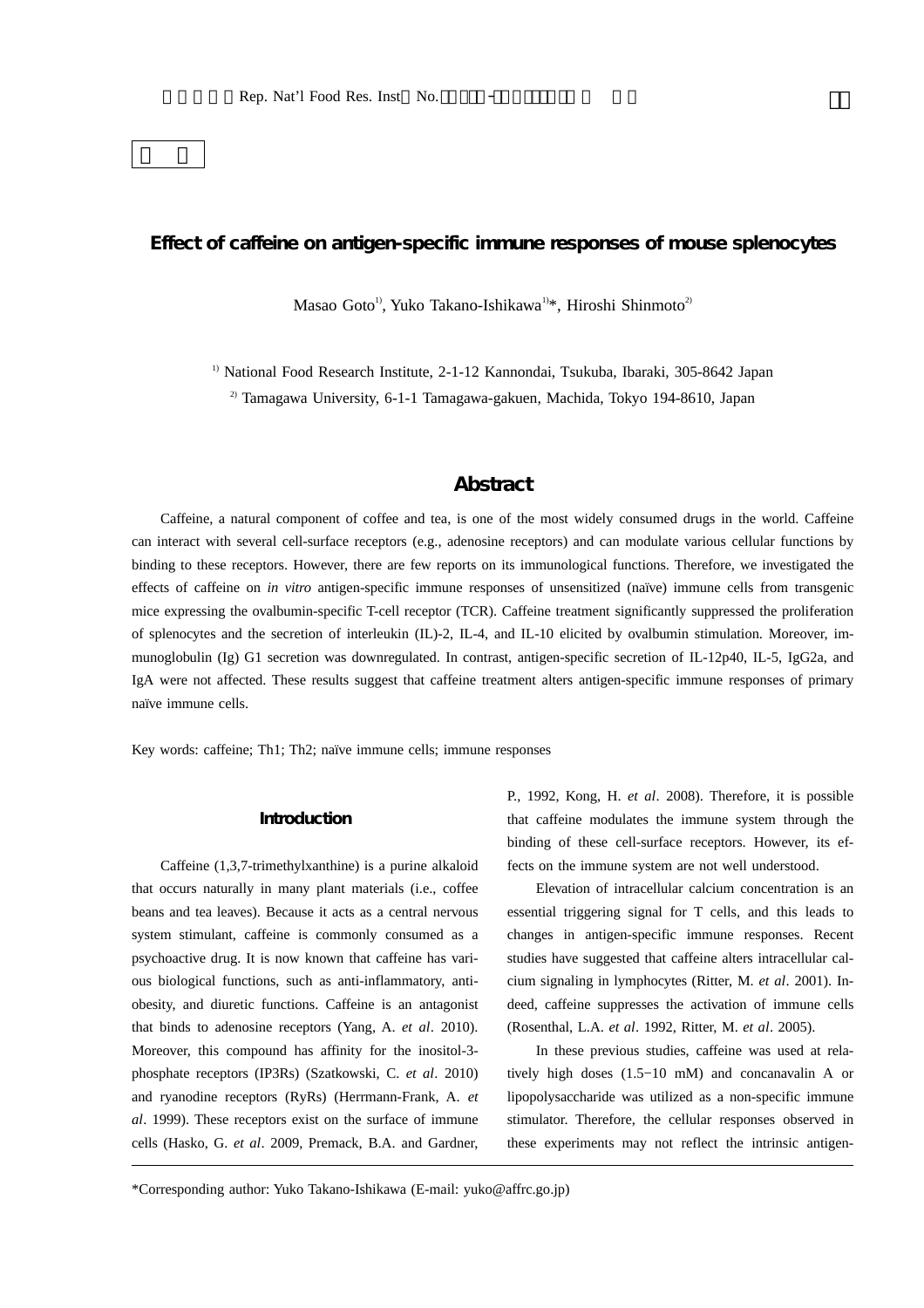# Effect of caffeine on antigen-specific immune responses of mouse splenocytes

Masao Goto[1], Yuko Takano-Ishikawa[1]*, Hiroshi Shinmoto[2]

[1] National Food Research Institute, 2-1-12 Kannondai, Tsukuba, Ibaraki, 305-8642 Japan

[2] Tamagawa University, 6-1-1 Tamagawa-gakuen, Machida, Tokyo 194-8610, Japan

## Abstract

Caffeine, a natural component of coffee and tea, is one of the most widely consumed drugs in the world. Caffeine can interact with several cell-surface receptors (e.g., adenosine receptors) and can modulate various cellular functions by binding to these receptors. However, there are few reports on its immunological functions. Therefore, we investigated the effects of caffeine on *in vitro* antigen-specific immune responses of unsensitized (naïve) immune cells from transgenic mice expressing the ovalbumin-specific T-cell receptor (TCR). Caffeine treatment significantly suppressed the proliferation of splenocytes and the secretion of interleukin (IL)-2, IL-4, and IL-10 elicited by ovalbumin stimulation. Moreover, immunoglobulin (Ig) G1 secretion was downregulated. In contrast, antigen-specific secretion of IL-12p40, IL-5, IgG2a, and IgA were not affected. These results suggest that caffeine treatment alters antigen-specific immune responses of primary naïve immune cells.

Key words: caffeine; Th1; Th2; naïve immune cells; immune responses

## Introduction

Caffeine (1,3,7-trimethylxanthine) is a purine alkaloid that occurs naturally in many plant materials (i.e., coffee beans and tea leaves). Because it acts as a central nervous system stimulant, caffeine is commonly consumed as a psychoactive drug. It is now known that caffeine has various biological functions, such as anti-inflammatory, anti-obesity, and diuretic functions. Caffeine is an antagonist that binds to adenosine receptors (Yang, A. *et al*. 2010). Moreover, this compound has affinity for the inositol-3-phosphate receptors (IP3Rs) (Szatkowski, C. *et al*. 2010) and ryanodine receptors (RyRs) (Herrmann-Frank, A. *et al*. 1999). These receptors exist on the surface of immune cells (Hasko, G. *et al*. 2009, Premack, B.A. and Gardner, P., 1992, Kong, H. *et al*. 2008). Therefore, it is possible that caffeine modulates the immune system through the binding of these cell-surface receptors. However, its effects on the immune system are not well understood.

Elevation of intracellular calcium concentration is an essential triggering signal for T cells, and this leads to changes in antigen-specific immune responses. Recent studies have suggested that caffeine alters intracellular calcium signaling in lymphocytes (Ritter, M. *et al*. 2001). Indeed, caffeine suppresses the activation of immune cells (Rosenthal, L.A. *et al*. 1992, Ritter, M. *et al*. 2005).

In these previous studies, caffeine was used at relatively high doses (1.5−10 mM) and concanavalin A or lipopolysaccharide was utilized as a non-specific immune stimulator. Therefore, the cellular responses observed in these experiments may not reflect the intrinsic antigen-

*Corresponding author: Yuko Takano-Ishikawa (E-mail: yuko@affrc.go.jp)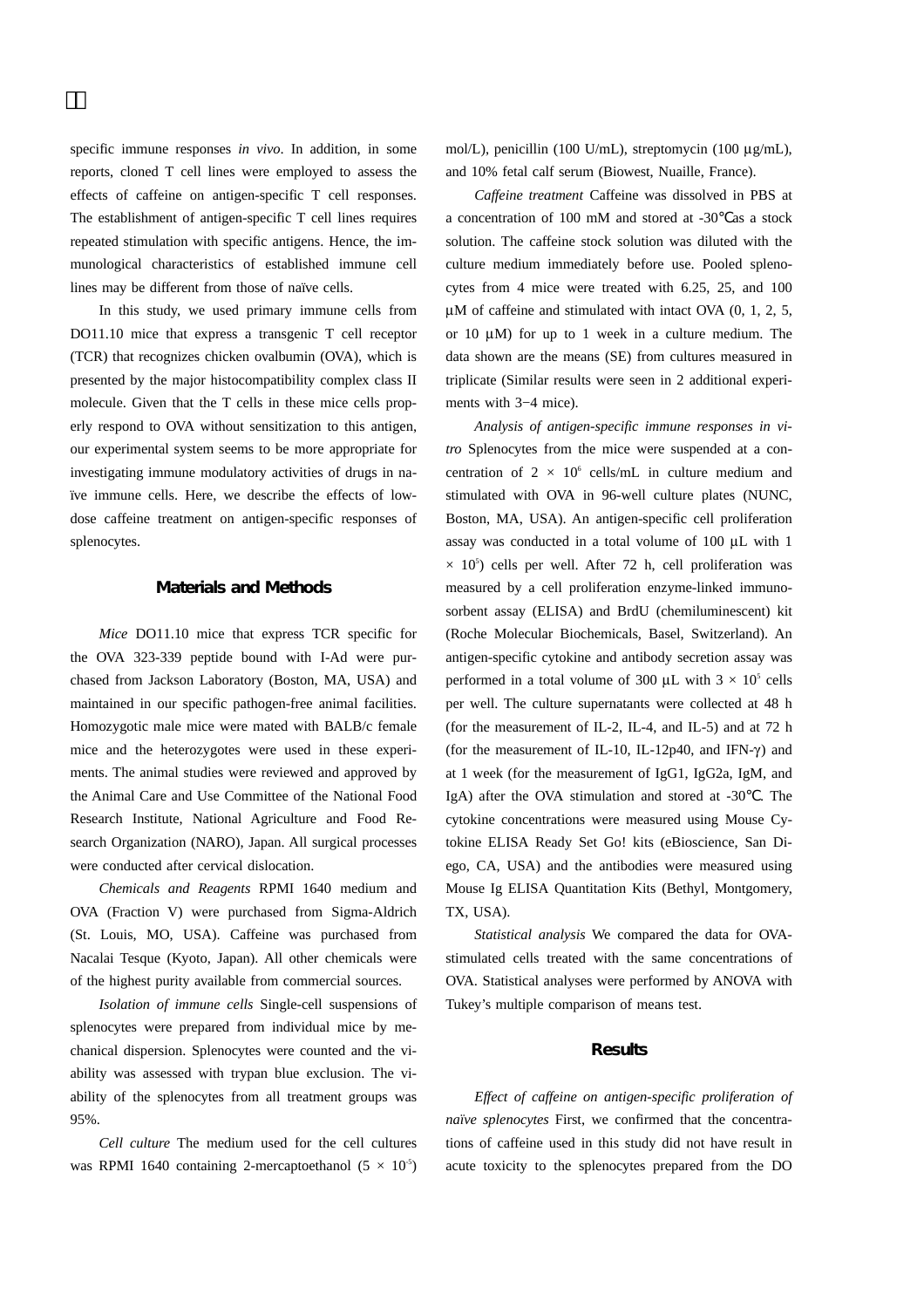specific immune responses *in vivo*. In addition, in some reports, cloned T cell lines were employed to assess the effects of caffeine on antigen-specific T cell responses. The establishment of antigen-specific T cell lines requires repeated stimulation with specific antigens. Hence, the immunological characteristics of established immune cell lines may be different from those of naïve cells.

In this study, we used primary immune cells from DO11.10 mice that express a transgenic T cell receptor (TCR) that recognizes chicken ovalbumin (OVA), which is presented by the major histocompatibility complex class II molecule. Given that the T cells in these mice cells properly respond to OVA without sensitization to this antigen, our experimental system seems to be more appropriate for investigating immune modulatory activities of drugs in naïve immune cells. Here, we describe the effects of low-dose caffeine treatment on antigen-specific responses of splenocytes.

## Materials and Methods

*Mice* DO11.10 mice that express TCR specific for the OVA 323-339 peptide bound with I-Ad were purchased from Jackson Laboratory (Boston, MA, USA) and maintained in our specific pathogen-free animal facilities. Homozygotic male mice were mated with BALB/c female mice and the heterozygotes were used in these experiments. The animal studies were reviewed and approved by the Animal Care and Use Committee of the National Food Research Institute, National Agriculture and Food Research Organization (NARO), Japan. All surgical processes were conducted after cervical dislocation.

*Chemicals and Reagents* RPMI 1640 medium and OVA (Fraction V) were purchased from Sigma-Aldrich (St. Louis, MO, USA). Caffeine was purchased from Nacalai Tesque (Kyoto, Japan). All other chemicals were of the highest purity available from commercial sources.

*Isolation of immune cells* Single-cell suspensions of splenocytes were prepared from individual mice by mechanical dispersion. Splenocytes were counted and the viability was assessed with trypan blue exclusion. The viability of the splenocytes from all treatment groups was 95%.

*Cell culture* The medium used for the cell cultures was RPMI 1640 containing 2-mercaptoethanol ($5 \times 10^{-5}$ mol/L), penicillin (100 U/mL), streptomycin (100 μg/mL), and 10% fetal calf serum (Biowest, Nuaille, France).

*Caffeine treatment* Caffeine was dissolved in PBS at a concentration of 100 mM and stored at -30℃ as a stock solution. The caffeine stock solution was diluted with the culture medium immediately before use. Pooled splenocytes from 4 mice were treated with 6.25, 25, and 100 μM of caffeine and stimulated with intact OVA (0, 1, 2, 5, or 10 μM) for up to 1 week in a culture medium. The data shown are the means (SE) from cultures measured in triplicate (Similar results were seen in 2 additional experiments with 3−4 mice).

*Analysis of antigen-specific immune responses in vitro* Splenocytes from the mice were suspended at a concentration of $2 \times 10^{6}$ cells/mL in culture medium and stimulated with OVA in 96-well culture plates (NUNC, Boston, MA, USA). An antigen-specific cell proliferation assay was conducted in a total volume of 100 μL with 1 $\times 10^{5}$) cells per well. After 72 h, cell proliferation was measured by a cell proliferation enzyme-linked immunosorbent assay (ELISA) and BrdU (chemiluminescent) kit (Roche Molecular Biochemicals, Basel, Switzerland). An antigen-specific cytokine and antibody secretion assay was performed in a total volume of 300 μL with $3 \times 10^{5}$ cells per well. The culture supernatants were collected at 48 h (for the measurement of IL-2, IL-4, and IL-5) and at 72 h (for the measurement of IL-10, IL-12p40, and IFN-γ) and at 1 week (for the measurement of IgG1, IgG2a, IgM, and IgA) after the OVA stimulation and stored at -30℃. The cytokine concentrations were measured using Mouse Cytokine ELISA Ready Set Go! kits (eBioscience, San Diego, CA, USA) and the antibodies were measured using Mouse Ig ELISA Quantitation Kits (Bethyl, Montgomery, TX, USA).

*Statistical analysis* We compared the data for OVA-stimulated cells treated with the same concentrations of OVA. Statistical analyses were performed by ANOVA with Tukey's multiple comparison of means test.

## Results

*Effect of caffeine on antigen-specific proliferation of naïve splenocytes* First, we confirmed that the concentrations of caffeine used in this study did not have result in acute toxicity to the splenocytes prepared from the DO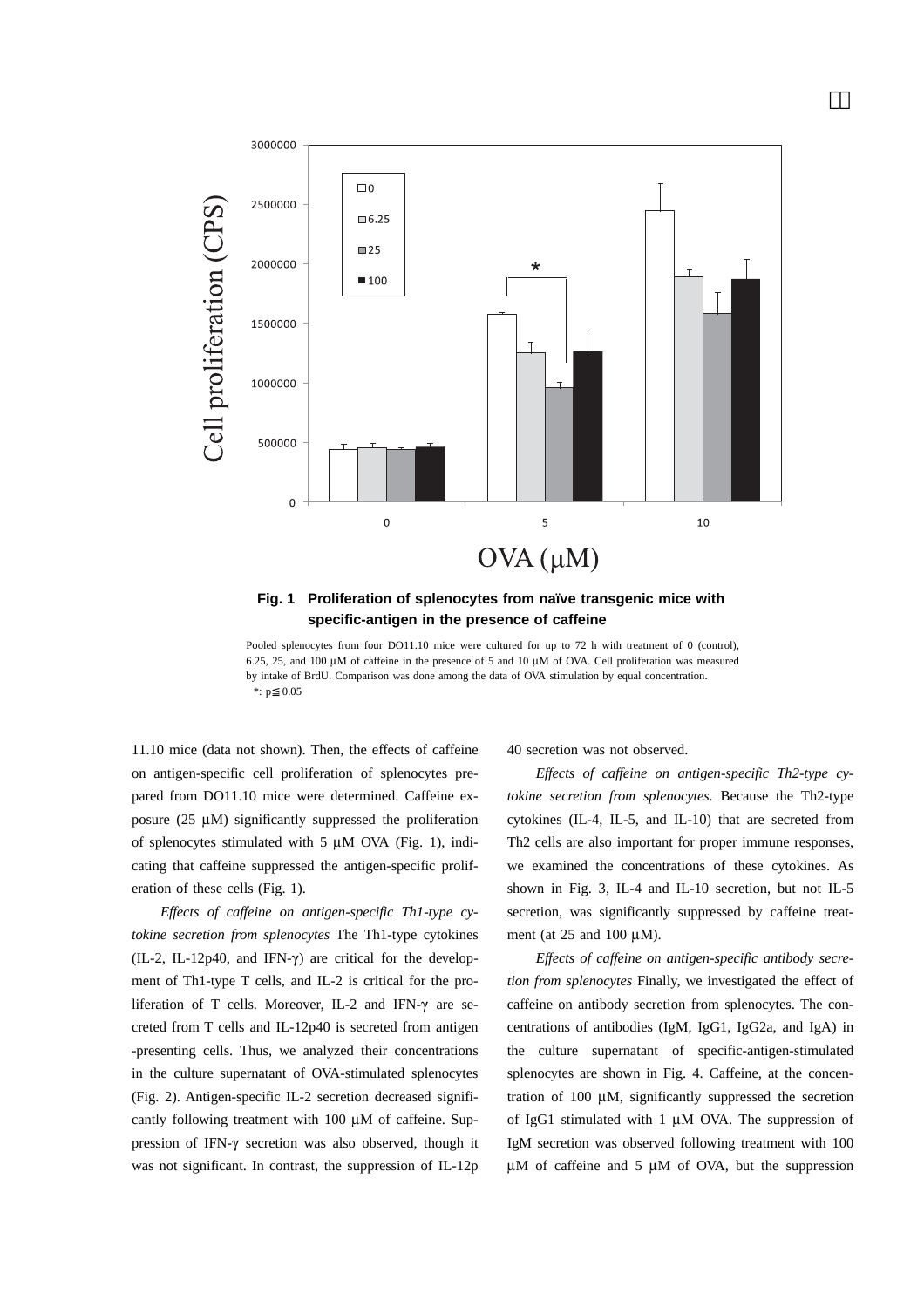3000000

2500000

2000000

1500000

1000000

500000

0

Cell proliferation (CPS)

0

6.25

25

100

*

0

5

10

OVA (μM)

**Fig. 1 Proliferation of splenocytes from naïve transgenic mice with specific-antigen in the presence of caffeine**

Pooled splenocytes from four DO11.10 mice were cultured for up to 72 h with treatment of 0 (control), 6.25, 25, and 100 μM of caffeine in the presence of 5 and 10 μM of OVA. Cell proliferation was measured by intake of BrdU. Comparison was done among the data of OVA stimulation by equal concentration.
*: $p \leqq 0.05$

11.10 mice (data not shown). Then, the effects of caffeine on antigen-specific cell proliferation of splenocytes prepared from DO11.10 mice were determined. Caffeine exposure (25 μM) significantly suppressed the proliferation of splenocytes stimulated with 5 μM OVA (Fig. 1), indicating that caffeine suppressed the antigen-specific proliferation of these cells (Fig. 1).

*Effects of caffeine on antigen-specific Th1-type cytokine secretion from splenocytes* The Th1-type cytokines (IL-2, IL-12p40, and IFN-γ) are critical for the development of Th1-type T cells, and IL-2 is critical for the proliferation of T cells. Moreover, IL-2 and IFN-γ are secreted from T cells and IL-12p40 is secreted from antigen -presenting cells. Thus, we analyzed their concentrations in the culture supernatant of OVA-stimulated splenocytes (Fig. 2). Antigen-specific IL-2 secretion decreased significantly following treatment with 100 μM of caffeine. Suppression of IFN-γ secretion was also observed, though it was not significant. In contrast, the suppression of IL-12p40 secretion was not observed.

*Effects of caffeine on antigen-specific Th2-type cytokine secretion from splenocytes.* Because the Th2-type cytokines (IL-4, IL-5, and IL-10) that are secreted from Th2 cells are also important for proper immune responses, we examined the concentrations of these cytokines. As shown in Fig. 3, IL-4 and IL-10 secretion, but not IL-5 secretion, was significantly suppressed by caffeine treatment (at 25 and 100 μM).

*Effects of caffeine on antigen-specific antibody secretion from splenocytes* Finally, we investigated the effect of caffeine on antibody secretion from splenocytes. The concentrations of antibodies (IgM, IgG1, IgG2a, and IgA) in the culture supernatant of specific-antigen-stimulated splenocytes are shown in Fig. 4. Caffeine, at the concentration of 100 μM, significantly suppressed the secretion of IgG1 stimulated with 1 μM OVA. The suppression of IgM secretion was observed following treatment with 100 μM of caffeine and 5 μM of OVA, but the suppression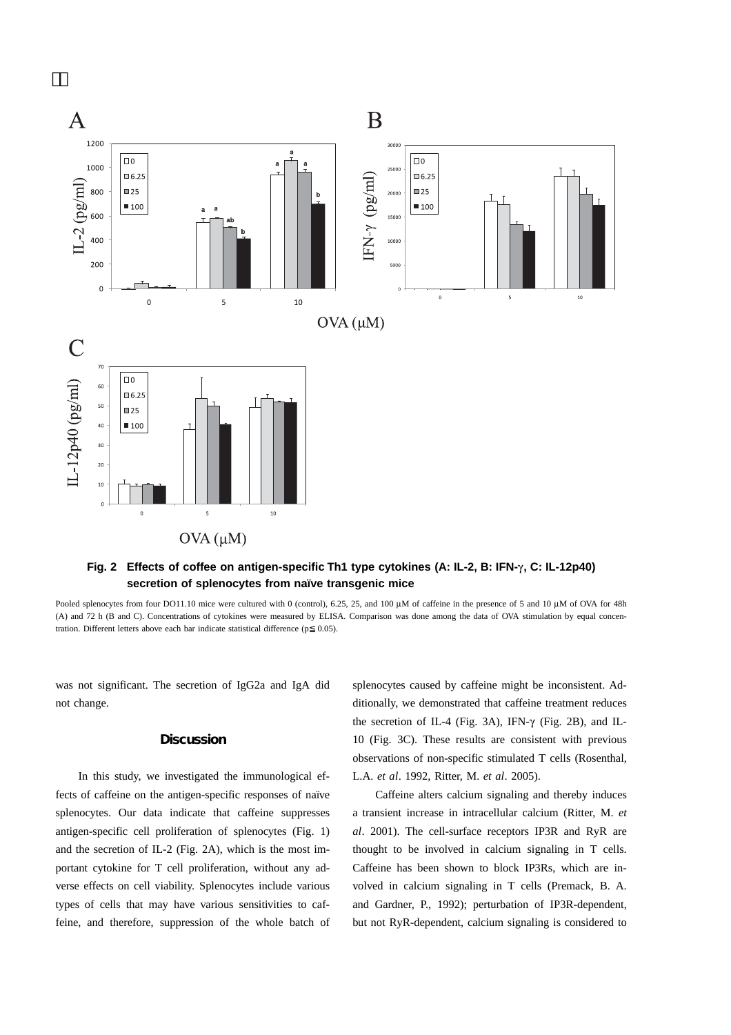A

1200
1000
800
600
400
200
0

IL-2 (pg/ml)

□0
□6.25
■25
■100

a a ab b
a a a b

0 5 10

B

30000
25000
20000
15000
10000
5000
0

IFN-γ (pg/ml)

□0
□6.25
■25
■100

0 5 10

OVA (μM)

C

70
60
50
40
30
20
10
0

IL-12p40 (pg/ml)

□0
□6.25
■25
■100

0 5 10

OVA (μM)

**Fig. 2 Effects of coffee on antigen-specific Th1 type cytokines (A: IL-2, B: IFN-γ, C: IL-12p40) secretion of splenocytes from naïve transgenic mice**

Pooled splenocytes from four DO11.10 mice were cultured with 0 (control), 6.25, 25, and 100 μM of caffeine in the presence of 5 and 10 μM of OVA for 48h (A) and 72 h (B and C). Concentrations of cytokines were measured by ELISA. Comparison was done among the data of OVA stimulation by equal concentration. Different letters above each bar indicate statistical difference ($p \leqq 0.05$).

was not significant. The secretion of IgG2a and IgA did not change.

## Discussion

In this study, we investigated the immunological effects of caffeine on the antigen-specific responses of naïve splenocytes. Our data indicate that caffeine suppresses antigen-specific cell proliferation of splenocytes (Fig. 1) and the secretion of IL-2 (Fig. 2A), which is the most important cytokine for T cell proliferation, without any adverse effects on cell viability. Splenocytes include various types of cells that may have various sensitivities to caffeine, and therefore, suppression of the whole batch of splenocytes caused by caffeine might be inconsistent. Additionally, we demonstrated that caffeine treatment reduces the secretion of IL-4 (Fig. 3A), IFN-γ (Fig. 2B), and IL-10 (Fig. 3C). These results are consistent with previous observations of non-specific stimulated T cells (Rosenthal, L.A. *et al*. 1992, Ritter, M. *et al*. 2005).

Caffeine alters calcium signaling and thereby induces a transient increase in intracellular calcium (Ritter, M. *et al*. 2001). The cell-surface receptors IP3R and RyR are thought to be involved in calcium signaling in T cells. Caffeine has been shown to block IP3Rs, which are involved in calcium signaling in T cells (Premack, B. A. and Gardner, P., 1992); perturbation of IP3R-dependent, but not RyR-dependent, calcium signaling is considered to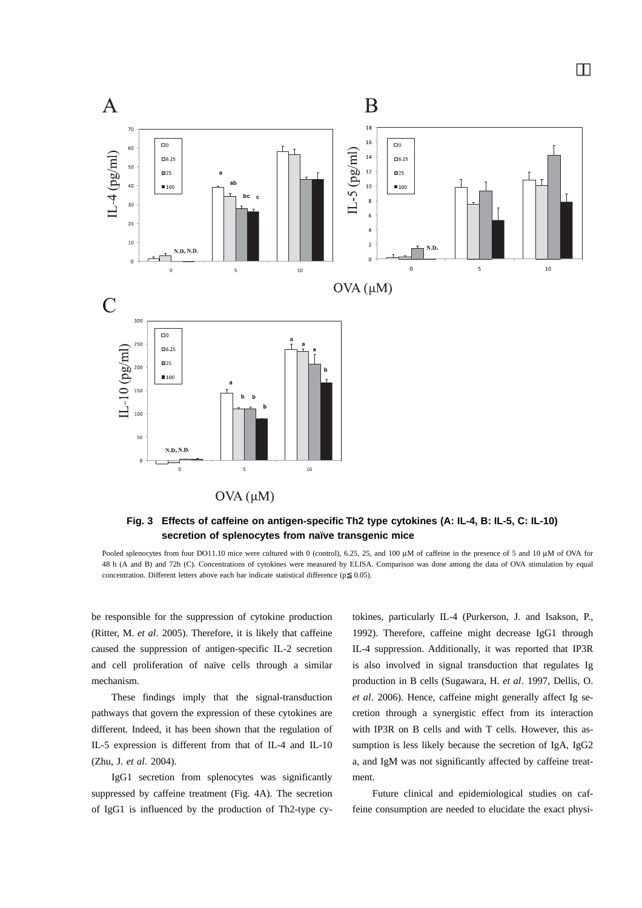A

B

IL-4 (pg/ml)

70
60
50
40
30
20
10
0

0
6.25
25
100

a
ab
bc
c

N.D. N.D.

0
5
10

IL-5 (pg/ml)

18
16
14
12
10
8
6
4
2
0

0
6.25
25
100

N.D.

0
5
10

OVA (μM)

C

IL-10 (pg/ml)

300
250
200
150
100
50
0

0
6.25
25
100

a
a
a
b

a
b
b
b

N.D. N.D.

0
5
10

OVA (μM)

**Fig. 3 Effects of caffeine on antigen-specific Th2 type cytokines (A: IL-4, B: IL-5, C: IL-10) secretion of splenocytes from naïve transgenic mice**

Pooled splenocytes from four DO11.10 mice were cultured with 0 (control), 6.25, 25, and 100 μM of caffeine in the presence of 5 and 10 μM of OVA for 48 h (A and B) and 72h (C). Concentrations of cytokines were measured by ELISA. Comparison was done among the data of OVA stimulation by equal concentration. Different letters above each bar indicate statistical difference ($p \leqq 0.05$).

be responsible for the suppression of cytokine production (Ritter, M. *et al*. 2005). Therefore, it is likely that caffeine caused the suppression of antigen-specific IL-2 secretion and cell proliferation of naïve cells through a similar mechanism.

These findings imply that the signal-transduction pathways that govern the expression of these cytokines are different. Indeed, it has been shown that the regulation of IL-5 expression is different from that of IL-4 and IL-10 (Zhu, J. *et al*. 2004).

IgG1 secretion from splenocytes was significantly suppressed by caffeine treatment (Fig. 4A). The secretion of IgG1 is influenced by the production of Th2-type cytokines, particularly IL-4 (Purkerson, J. and Isakson, P., 1992). Therefore, caffeine might decrease IgG1 through IL-4 suppression. Additionally, it was reported that IP3R is also involved in signal transduction that regulates Ig production in B cells (Sugawara, H. *et al*. 1997, Dellis, O. *et al*. 2006). Hence, caffeine might generally affect Ig secretion through a synergistic effect from its interaction with IP3R on B cells and with T cells. However, this assumption is less likely because the secretion of IgA, IgG2 a, and IgM was not significantly affected by caffeine treatment.

Future clinical and epidemiological studies on caffeine consumption are needed to elucidate the exact physi-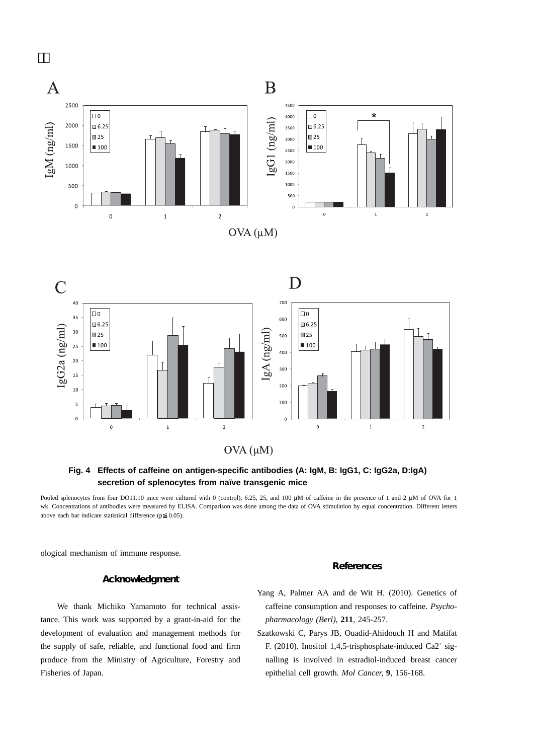A

IgM (ng/ml)

2500
2000
1500
1000
500
0

□0
□6.25
▨25
■100

0 1 2

B

IgG1 (ng/ml)

4500
4000
3500
3000
2500
2000
1500
1000
500
0

□0
□6.25
▨25
■100

*

0 1 2

OVA (μM)

C

IgG2a (ng/ml)

40
35
30
25
20
15
10
5
0

□0
□6.25
▨25
■100

0 1 2

D

IgA (ng/ml)

700
600
500
400
300
200
100
0

□0
□6.25
▨25
■100

0 1 2

OVA (μM)

**Fig. 4 Effects of caffeine on antigen-specific antibodies (A: IgM, B: IgG1, C: IgG2a, D:IgA) secretion of splenocytes from naïve transgenic mice**

Pooled splenocytes from four DO11.10 mice were cultured with 0 (control), 6.25, 25, and 100 μM of caffeine in the presence of 1 and 2 μM of OVA for 1 wk. Concentrations of antibodies were measured by ELISA. Comparison was done among the data of OVA stimulation by equal concentration. Different letters above each bar indicate statistical difference ($p \leqq 0.05$).

ological mechanism of immune response.

## Acknowledgment

We thank Michiko Yamamoto for technical assistance. This work was supported by a grant-in-aid for the development of evaluation and management methods for the supply of safe, reliable, and functional food and firm produce from the Ministry of Agriculture, Forestry and Fisheries of Japan.

## References

Yang A, Palmer AA and de Wit H. (2010). Genetics of caffeine consumption and responses to caffeine. *Psychopharmacology (Berl)*, **211**, 245-257.

Szatkowski C, Parys JB, Ouadid-Ahidouch H and Matifat F. (2010). Inositol 1,4,5-trisphosphate-induced $Ca2^{+}$ signalling is involved in estradiol-induced breast cancer epithelial cell growth. *Mol Cancer,* **9**, 156-168.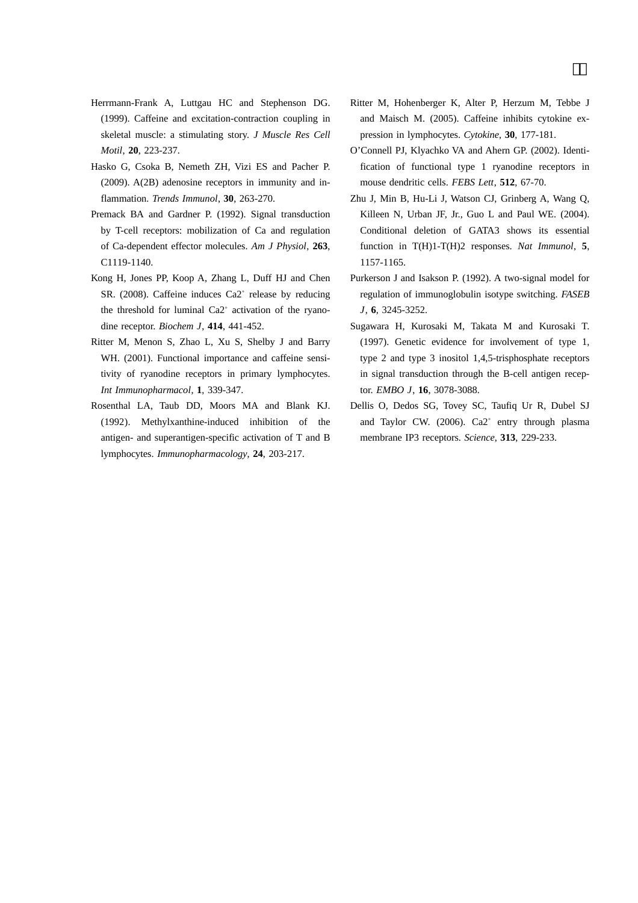Herrmann-Frank A, Luttgau HC and Stephenson DG. (1999). Caffeine and excitation-contraction coupling in skeletal muscle: a stimulating story. *J Muscle Res Cell Motil*, **20**, 223-237.

Hasko G, Csoka B, Nemeth ZH, Vizi ES and Pacher P. (2009). A(2B) adenosine receptors in immunity and inflammation. *Trends Immunol*, **30**, 263-270.

Premack BA and Gardner P. (1992). Signal transduction by T-cell receptors: mobilization of Ca and regulation of Ca-dependent effector molecules. *Am J Physiol*, **263**, C1119-1140.

Kong H, Jones PP, Koop A, Zhang L, Duff HJ and Chen SR. (2008). Caffeine induces $Ca2^{+}$ release by reducing the threshold for luminal $Ca2^{+}$ activation of the ryanodine receptor. *Biochem J*, **414**, 441-452.

Ritter M, Menon S, Zhao L, Xu S, Shelby J and Barry WH. (2001). Functional importance and caffeine sensitivity of ryanodine receptors in primary lymphocytes. *Int Immunopharmacol*, **1**, 339-347.

Rosenthal LA, Taub DD, Moors MA and Blank KJ. (1992). Methylxanthine-induced inhibition of the antigen- and superantigen-specific activation of T and B lymphocytes. *Immunopharmacology*, **24**, 203-217.

Ritter M, Hohenberger K, Alter P, Herzum M, Tebbe J and Maisch M. (2005). Caffeine inhibits cytokine expression in lymphocytes. *Cytokine*, **30**, 177-181.

O'Connell PJ, Klyachko VA and Ahern GP. (2002). Identification of functional type 1 ryanodine receptors in mouse dendritic cells. *FEBS Lett*, **512**, 67-70.

Zhu J, Min B, Hu-Li J, Watson CJ, Grinberg A, Wang Q, Killeen N, Urban JF, Jr., Guo L and Paul WE. (2004). Conditional deletion of GATA3 shows its essential function in T(H)1-T(H)2 responses. *Nat Immunol*, **5**, 1157-1165.

Purkerson J and Isakson P. (1992). A two-signal model for regulation of immunoglobulin isotype switching. *FASEB J*, **6**, 3245-3252.

Sugawara H, Kurosaki M, Takata M and Kurosaki T. (1997). Genetic evidence for involvement of type 1, type 2 and type 3 inositol 1,4,5-trisphosphate receptors in signal transduction through the B-cell antigen receptor. *EMBO J*, **16**, 3078-3088.

Dellis O, Dedos SG, Tovey SC, Taufiq Ur R, Dubel SJ and Taylor CW. (2006). $Ca2^{+}$ entry through plasma membrane IP3 receptors. *Science*, **313**, 229-233.